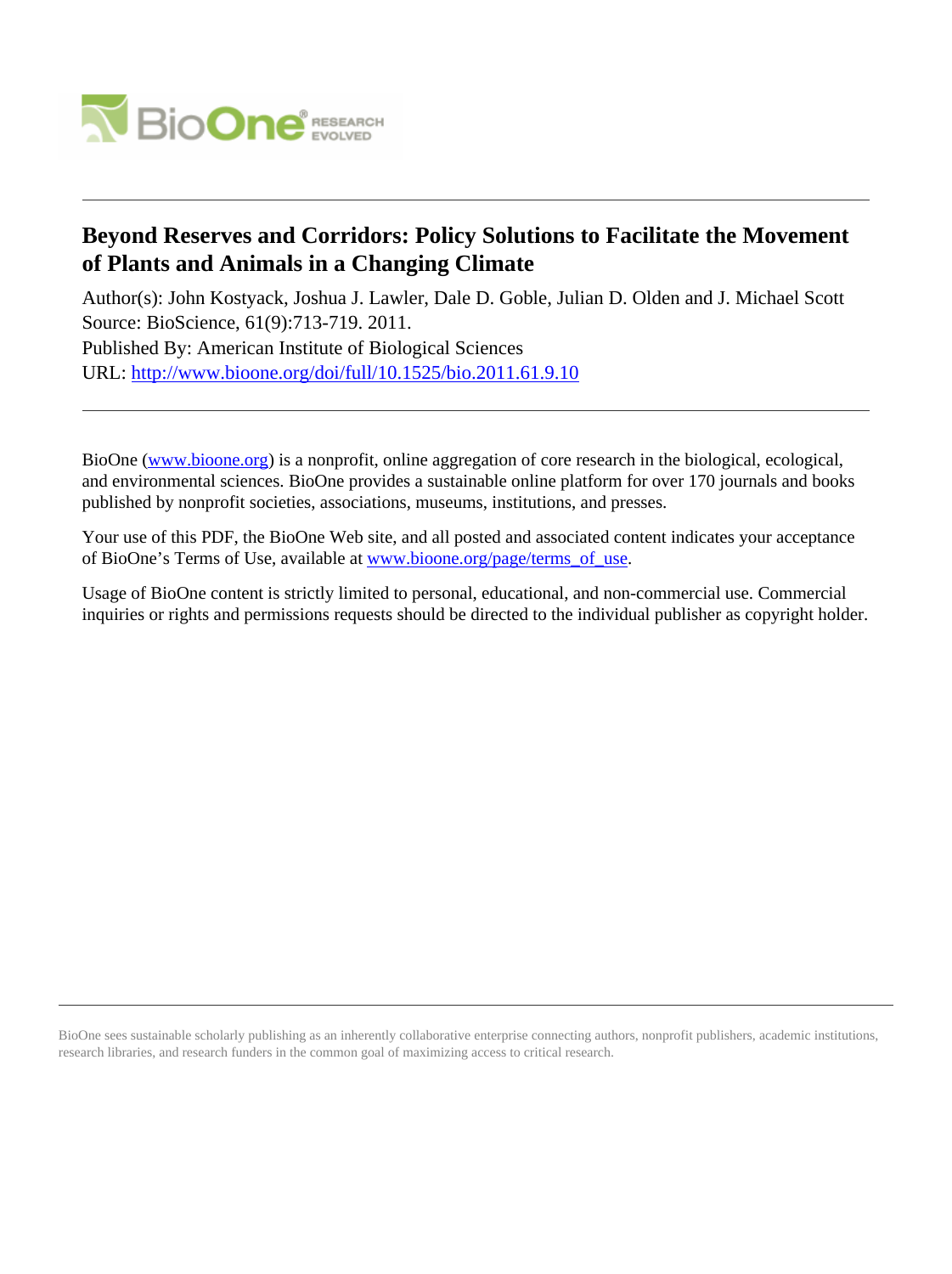# Beyond Reserves and Corridors: Policy Solutions to Facilitate the Movement of Plants and Animals in a Changing Climate

Author(s): John Kostyack, Joshua J. Lawler, Dale D. Goble, Julian D. Olden and J. Michael Scott
Source: BioScience, 61(9):713-719. 2011.
Published By: American Institute of Biological Sciences
URL: http://www.bioone.org/doi/full/10.1525/bio.2011.61.9.10

---

BioOne (www.bioone.org) is a nonprofit, online aggregation of core research in the biological, ecological, and environmental sciences. BioOne provides a sustainable online platform for over 170 journals and books published by nonprofit societies, associations, museums, institutions, and presses.

Your use of this PDF, the BioOne Web site, and all posted and associated content indicates your acceptance of BioOne's Terms of Use, available at www.bioone.org/page/terms_of_use.

Usage of BioOne content is strictly limited to personal, educational, and non-commercial use. Commercial inquiries or rights and permissions requests should be directed to the individual publisher as copyright holder.

---

BioOne sees sustainable scholarly publishing as an inherently collaborative enterprise connecting authors, nonprofit publishers, academic institutions, research libraries, and research funders in the common goal of maximizing access to critical research.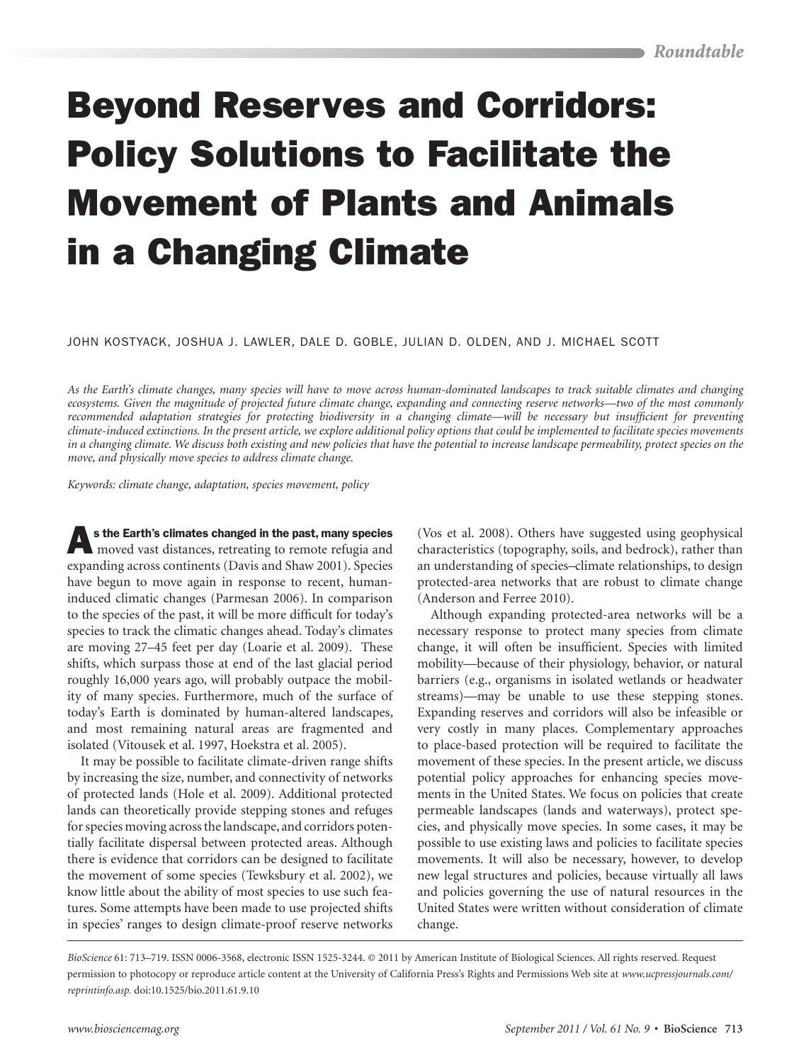# Beyond Reserves and Corridors: Policy Solutions to Facilitate the Movement of Plants and Animals in a Changing Climate

JOHN KOSTYACK, JOSHUA J. LAWLER, DALE D. GOBLE, JULIAN D. OLDEN, AND J. MICHAEL SCOTT

*As the Earth's climate changes, many species will have to move across human-dominated landscapes to track suitable climates and changing ecosystems. Given the magnitude of projected future climate change, expanding and connecting reserve networks—two of the most commonly recommended adaptation strategies for protecting biodiversity in a changing climate—will be necessary but insufficient for preventing climate-induced extinctions. In the present article, we explore additional policy options that could be implemented to facilitate species movements in a changing climate. We discuss both existing and new policies that have the potential to increase landscape permeability, protect species on the move, and physically move species to address climate change.*

*Keywords: climate change, adaptation, species movement, policy*

**As the Earth's climates changed in the past, many species** moved vast distances, retreating to remote refugia and expanding across continents (Davis and Shaw 2001). Species have begun to move again in response to recent, human-induced climatic changes (Parmesan 2006). In comparison to the species of the past, it will be more difficult for today's species to track the climatic changes ahead. Today's climates are moving 27–45 feet per day (Loarie et al. 2009). These shifts, which surpass those at end of the last glacial period roughly 16,000 years ago, will probably outpace the mobility of many species. Furthermore, much of the surface of today's Earth is dominated by human-altered landscapes, and most remaining natural areas are fragmented and isolated (Vitousek et al. 1997, Hoekstra et al. 2005).

It may be possible to facilitate climate-driven range shifts by increasing the size, number, and connectivity of networks of protected lands (Hole et al. 2009). Additional protected lands can theoretically provide stepping stones and refuges for species moving across the landscape, and corridors potentially facilitate dispersal between protected areas. Although there is evidence that corridors can be designed to facilitate the movement of some species (Tewksbury et al. 2002), we know little about the ability of most species to use such features. Some attempts have been made to use projected shifts in species' ranges to design climate-proof reserve networks (Vos et al. 2008). Others have suggested using geophysical characteristics (topography, soils, and bedrock), rather than an understanding of species–climate relationships, to design protected-area networks that are robust to climate change (Anderson and Ferree 2010).

Although expanding protected-area networks will be a necessary response to protect many species from climate change, it will often be insufficient. Species with limited mobility—because of their physiology, behavior, or natural barriers (e.g., organisms in isolated wetlands or headwater streams)—may be unable to use these stepping stones. Expanding reserves and corridors will also be infeasible or very costly in many places. Complementary approaches to place-based protection will be required to facilitate the movement of these species. In the present article, we discuss potential policy approaches for enhancing species movements in the United States. We focus on policies that create permeable landscapes (lands and waterways), protect species, and physically move species. In some cases, it may be possible to use existing laws and policies to facilitate species movements. It will also be necessary, however, to develop new legal structures and policies, because virtually all laws and policies governing the use of natural resources in the United States were written without consideration of climate change.

*BioScience* 61: 713–719. ISSN 0006-3568, electronic ISSN 1525-3244. © 2011 by American Institute of Biological Sciences. All rights reserved. Request permission to photocopy or reproduce article content at the University of California Press's Rights and Permissions Web site at *www.ucpressjournals.com/reprintinfo.asp.* doi:10.1525/bio.2011.61.9.10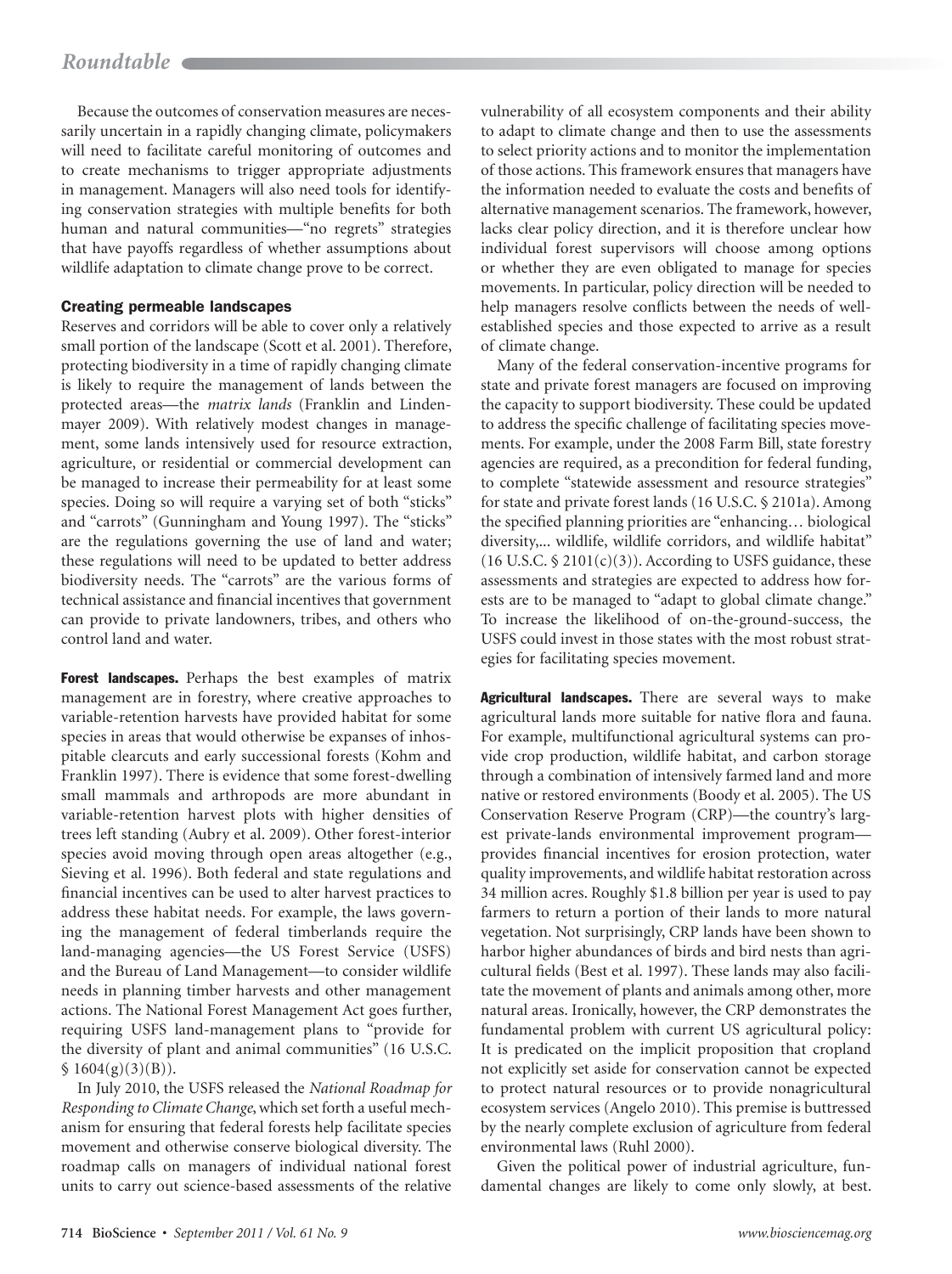Because the outcomes of conservation measures are necessarily uncertain in a rapidly changing climate, policymakers will need to facilitate careful monitoring of outcomes and to create mechanisms to trigger appropriate adjustments in management. Managers will also need tools for identifying conservation strategies with multiple benefits for both human and natural communities—"no regrets" strategies that have payoffs regardless of whether assumptions about wildlife adaptation to climate change prove to be correct.

### Creating permeable landscapes

Reserves and corridors will be able to cover only a relatively small portion of the landscape (Scott et al. 2001). Therefore, protecting biodiversity in a time of rapidly changing climate is likely to require the management of lands between the protected areas—the *matrix lands* (Franklin and Lindenmayer 2009). With relatively modest changes in management, some lands intensively used for resource extraction, agriculture, or residential or commercial development can be managed to increase their permeability for at least some species. Doing so will require a varying set of both "sticks" and "carrots" (Gunningham and Young 1997). The "sticks" are the regulations governing the use of land and water; these regulations will need to be updated to better address biodiversity needs. The "carrots" are the various forms of technical assistance and financial incentives that government can provide to private landowners, tribes, and others who control land and water.

**Forest landscapes.** Perhaps the best examples of matrix management are in forestry, where creative approaches to variable-retention harvests have provided habitat for some species in areas that would otherwise be expanses of inhospitable clearcuts and early successional forests (Kohm and Franklin 1997). There is evidence that some forest-dwelling small mammals and arthropods are more abundant in variable-retention harvest plots with higher densities of trees left standing (Aubry et al. 2009). Other forest-interior species avoid moving through open areas altogether (e.g., Sieving et al. 1996). Both federal and state regulations and financial incentives can be used to alter harvest practices to address these habitat needs. For example, the laws governing the management of federal timberlands require the land-managing agencies—the US Forest Service (USFS) and the Bureau of Land Management—to consider wildlife needs in planning timber harvests and other management actions. The National Forest Management Act goes further, requiring USFS land-management plans to "provide for the diversity of plant and animal communities" (16 U.S.C. § 1604(g)(3)(B)).

In July 2010, the USFS released the *National Roadmap for Responding to Climate Change*, which set forth a useful mechanism for ensuring that federal forests help facilitate species movement and otherwise conserve biological diversity. The roadmap calls on managers of individual national forest units to carry out science-based assessments of the relative vulnerability of all ecosystem components and their ability to adapt to climate change and then to use the assessments to select priority actions and to monitor the implementation of those actions. This framework ensures that managers have the information needed to evaluate the costs and benefits of alternative management scenarios. The framework, however, lacks clear policy direction, and it is therefore unclear how individual forest supervisors will choose among options or whether they are even obligated to manage for species movements. In particular, policy direction will be needed to help managers resolve conflicts between the needs of well-established species and those expected to arrive as a result of climate change.

Many of the federal conservation-incentive programs for state and private forest managers are focused on improving the capacity to support biodiversity. These could be updated to address the specific challenge of facilitating species movements. For example, under the 2008 Farm Bill, state forestry agencies are required, as a precondition for federal funding, to complete "statewide assessment and resource strategies" for state and private forest lands (16 U.S.C. § 2101a). Among the specified planning priorities are "enhancing… biological diversity,... wildlife, wildlife corridors, and wildlife habitat" (16 U.S.C. § 2101(c)(3)). According to USFS guidance, these assessments and strategies are expected to address how forests are to be managed to "adapt to global climate change." To increase the likelihood of on-the-ground-success, the USFS could invest in those states with the most robust strategies for facilitating species movement.

**Agricultural landscapes.** There are several ways to make agricultural lands more suitable for native flora and fauna. For example, multifunctional agricultural systems can provide crop production, wildlife habitat, and carbon storage through a combination of intensively farmed land and more native or restored environments (Boody et al. 2005). The US Conservation Reserve Program (CRP)—the country's largest private-lands environmental improvement program—provides financial incentives for erosion protection, water quality improvements, and wildlife habitat restoration across 34 million acres. Roughly $1.8 billion per year is used to pay farmers to return a portion of their lands to more natural vegetation. Not surprisingly, CRP lands have been shown to harbor higher abundances of birds and bird nests than agricultural fields (Best et al. 1997). These lands may also facilitate the movement of plants and animals among other, more natural areas. Ironically, however, the CRP demonstrates the fundamental problem with current US agricultural policy: It is predicated on the implicit proposition that cropland not explicitly set aside for conservation cannot be expected to protect natural resources or to provide nonagricultural ecosystem services (Angelo 2010). This premise is buttressed by the nearly complete exclusion of agriculture from federal environmental laws (Ruhl 2000).

Given the political power of industrial agriculture, fundamental changes are likely to come only slowly, at best.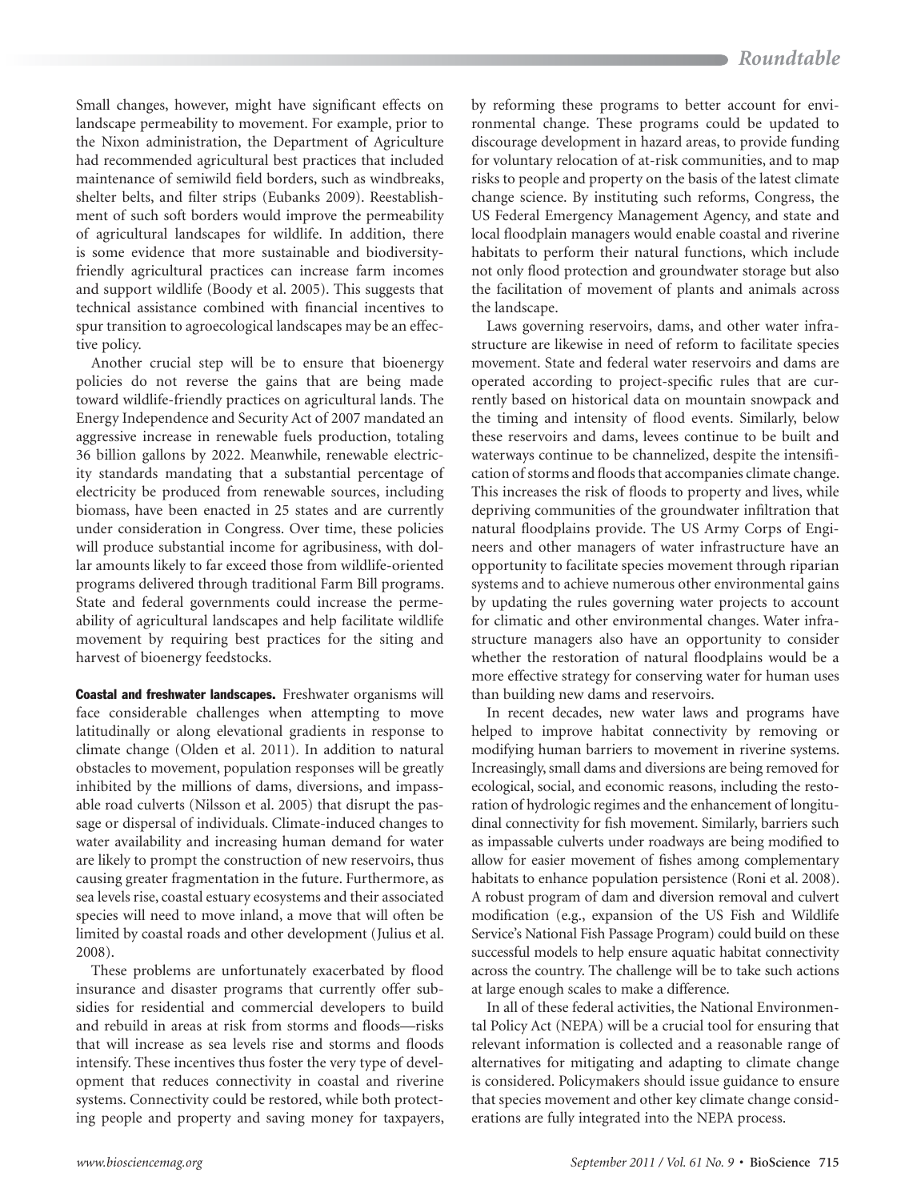Small changes, however, might have significant effects on landscape permeability to movement. For example, prior to the Nixon administration, the Department of Agriculture had recommended agricultural best practices that included maintenance of semiwild field borders, such as windbreaks, shelter belts, and filter strips (Eubanks 2009). Reestablishment of such soft borders would improve the permeability of agricultural landscapes for wildlife. In addition, there is some evidence that more sustainable and biodiversity-friendly agricultural practices can increase farm incomes and support wildlife (Boody et al. 2005). This suggests that technical assistance combined with financial incentives to spur transition to agroecological landscapes may be an effective policy.

Another crucial step will be to ensure that bioenergy policies do not reverse the gains that are being made toward wildlife-friendly practices on agricultural lands. The Energy Independence and Security Act of 2007 mandated an aggressive increase in renewable fuels production, totaling 36 billion gallons by 2022. Meanwhile, renewable electricity standards mandating that a substantial percentage of electricity be produced from renewable sources, including biomass, have been enacted in 25 states and are currently under consideration in Congress. Over time, these policies will produce substantial income for agribusiness, with dollar amounts likely to far exceed those from wildlife-oriented programs delivered through traditional Farm Bill programs. State and federal governments could increase the permeability of agricultural landscapes and help facilitate wildlife movement by requiring best practices for the siting and harvest of bioenergy feedstocks.

**Coastal and freshwater landscapes.** Freshwater organisms will face considerable challenges when attempting to move latitudinally or along elevational gradients in response to climate change (Olden et al. 2011). In addition to natural obstacles to movement, population responses will be greatly inhibited by the millions of dams, diversions, and impassable road culverts (Nilsson et al. 2005) that disrupt the passage or dispersal of individuals. Climate-induced changes to water availability and increasing human demand for water are likely to prompt the construction of new reservoirs, thus causing greater fragmentation in the future. Furthermore, as sea levels rise, coastal estuary ecosystems and their associated species will need to move inland, a move that will often be limited by coastal roads and other development (Julius et al. 2008).

These problems are unfortunately exacerbated by flood insurance and disaster programs that currently offer subsidies for residential and commercial developers to build and rebuild in areas at risk from storms and floods—risks that will increase as sea levels rise and storms and floods intensify. These incentives thus foster the very type of development that reduces connectivity in coastal and riverine systems. Connectivity could be restored, while both protecting people and property and saving money for taxpayers, by reforming these programs to better account for environmental change. These programs could be updated to discourage development in hazard areas, to provide funding for voluntary relocation of at-risk communities, and to map risks to people and property on the basis of the latest climate change science. By instituting such reforms, Congress, the US Federal Emergency Management Agency, and state and local floodplain managers would enable coastal and riverine habitats to perform their natural functions, which include not only flood protection and groundwater storage but also the facilitation of movement of plants and animals across the landscape.

Laws governing reservoirs, dams, and other water infrastructure are likewise in need of reform to facilitate species movement. State and federal water reservoirs and dams are operated according to project-specific rules that are currently based on historical data on mountain snowpack and the timing and intensity of flood events. Similarly, below these reservoirs and dams, levees continue to be built and waterways continue to be channelized, despite the intensification of storms and floods that accompanies climate change. This increases the risk of floods to property and lives, while depriving communities of the groundwater infiltration that natural floodplains provide. The US Army Corps of Engineers and other managers of water infrastructure have an opportunity to facilitate species movement through riparian systems and to achieve numerous other environmental gains by updating the rules governing water projects to account for climatic and other environmental changes. Water infrastructure managers also have an opportunity to consider whether the restoration of natural floodplains would be a more effective strategy for conserving water for human uses than building new dams and reservoirs.

In recent decades, new water laws and programs have helped to improve habitat connectivity by removing or modifying human barriers to movement in riverine systems. Increasingly, small dams and diversions are being removed for ecological, social, and economic reasons, including the restoration of hydrologic regimes and the enhancement of longitudinal connectivity for fish movement. Similarly, barriers such as impassable culverts under roadways are being modified to allow for easier movement of fishes among complementary habitats to enhance population persistence (Roni et al. 2008). A robust program of dam and diversion removal and culvert modification (e.g., expansion of the US Fish and Wildlife Service's National Fish Passage Program) could build on these successful models to help ensure aquatic habitat connectivity across the country. The challenge will be to take such actions at large enough scales to make a difference.

In all of these federal activities, the National Environmental Policy Act (NEPA) will be a crucial tool for ensuring that relevant information is collected and a reasonable range of alternatives for mitigating and adapting to climate change is considered. Policymakers should issue guidance to ensure that species movement and other key climate change considerations are fully integrated into the NEPA process.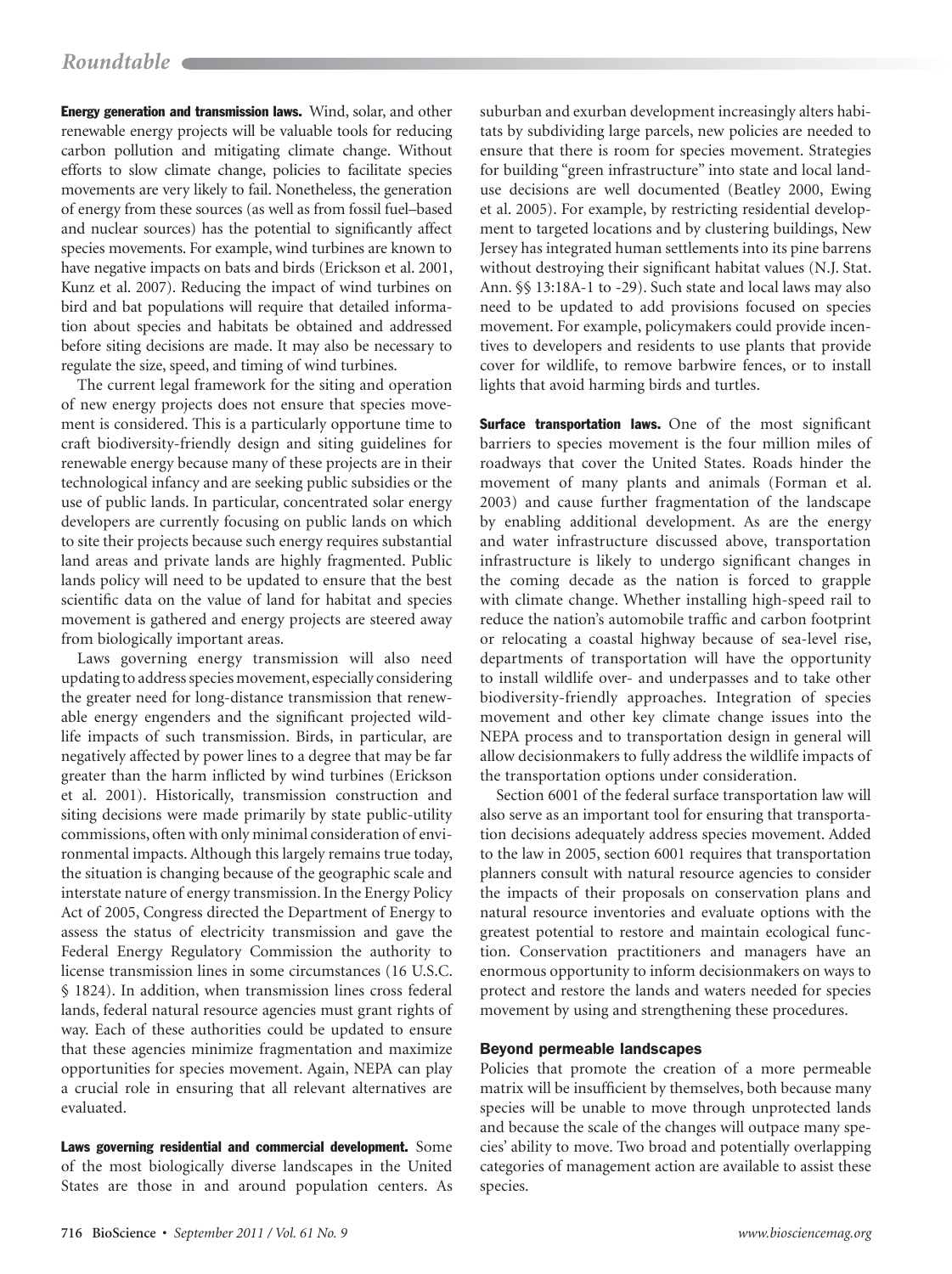**Energy generation and transmission laws.** Wind, solar, and other renewable energy projects will be valuable tools for reducing carbon pollution and mitigating climate change. Without efforts to slow climate change, policies to facilitate species movements are very likely to fail. Nonetheless, the generation of energy from these sources (as well as from fossil fuel–based and nuclear sources) has the potential to significantly affect species movements. For example, wind turbines are known to have negative impacts on bats and birds (Erickson et al. 2001, Kunz et al. 2007). Reducing the impact of wind turbines on bird and bat populations will require that detailed information about species and habitats be obtained and addressed before siting decisions are made. It may also be necessary to regulate the size, speed, and timing of wind turbines.

The current legal framework for the siting and operation of new energy projects does not ensure that species movement is considered. This is a particularly opportune time to craft biodiversity-friendly design and siting guidelines for renewable energy because many of these projects are in their technological infancy and are seeking public subsidies or the use of public lands. In particular, concentrated solar energy developers are currently focusing on public lands on which to site their projects because such energy requires substantial land areas and private lands are highly fragmented. Public lands policy will need to be updated to ensure that the best scientific data on the value of land for habitat and species movement is gathered and energy projects are steered away from biologically important areas.

Laws governing energy transmission will also need updating to address species movement, especially considering the greater need for long-distance transmission that renewable energy engenders and the significant projected wildlife impacts of such transmission. Birds, in particular, are negatively affected by power lines to a degree that may be far greater than the harm inflicted by wind turbines (Erickson et al. 2001). Historically, transmission construction and siting decisions were made primarily by state public-utility commissions, often with only minimal consideration of environmental impacts. Although this largely remains true today, the situation is changing because of the geographic scale and interstate nature of energy transmission. In the Energy Policy Act of 2005, Congress directed the Department of Energy to assess the status of electricity transmission and gave the Federal Energy Regulatory Commission the authority to license transmission lines in some circumstances (16 U.S.C. § 1824). In addition, when transmission lines cross federal lands, federal natural resource agencies must grant rights of way. Each of these authorities could be updated to ensure that these agencies minimize fragmentation and maximize opportunities for species movement. Again, NEPA can play a crucial role in ensuring that all relevant alternatives are evaluated.

**Laws governing residential and commercial development.** Some of the most biologically diverse landscapes in the United States are those in and around population centers. As suburban and exurban development increasingly alters habitats by subdividing large parcels, new policies are needed to ensure that there is room for species movement. Strategies for building "green infrastructure" into state and local land-use decisions are well documented (Beatley 2000, Ewing et al. 2005). For example, by restricting residential development to targeted locations and by clustering buildings, New Jersey has integrated human settlements into its pine barrens without destroying their significant habitat values (N.J. Stat. Ann. §§ 13:18A-1 to -29). Such state and local laws may also need to be updated to add provisions focused on species movement. For example, policymakers could provide incentives to developers and residents to use plants that provide cover for wildlife, to remove barbwire fences, or to install lights that avoid harming birds and turtles.

**Surface transportation laws.** One of the most significant barriers to species movement is the four million miles of roadways that cover the United States. Roads hinder the movement of many plants and animals (Forman et al. 2003) and cause further fragmentation of the landscape by enabling additional development. As are the energy and water infrastructure discussed above, transportation infrastructure is likely to undergo significant changes in the coming decade as the nation is forced to grapple with climate change. Whether installing high-speed rail to reduce the nation's automobile traffic and carbon footprint or relocating a coastal highway because of sea-level rise, departments of transportation will have the opportunity to install wildlife over- and underpasses and to take other biodiversity-friendly approaches. Integration of species movement and other key climate change issues into the NEPA process and to transportation design in general will allow decisionmakers to fully address the wildlife impacts of the transportation options under consideration.

Section 6001 of the federal surface transportation law will also serve as an important tool for ensuring that transportation decisions adequately address species movement. Added to the law in 2005, section 6001 requires that transportation planners consult with natural resource agencies to consider the impacts of their proposals on conservation plans and natural resource inventories and evaluate options with the greatest potential to restore and maintain ecological function. Conservation practitioners and managers have an enormous opportunity to inform decisionmakers on ways to protect and restore the lands and waters needed for species movement by using and strengthening these procedures.

## Beyond permeable landscapes

Policies that promote the creation of a more permeable matrix will be insufficient by themselves, both because many species will be unable to move through unprotected lands and because the scale of the changes will outpace many species' ability to move. Two broad and potentially overlapping categories of management action are available to assist these species.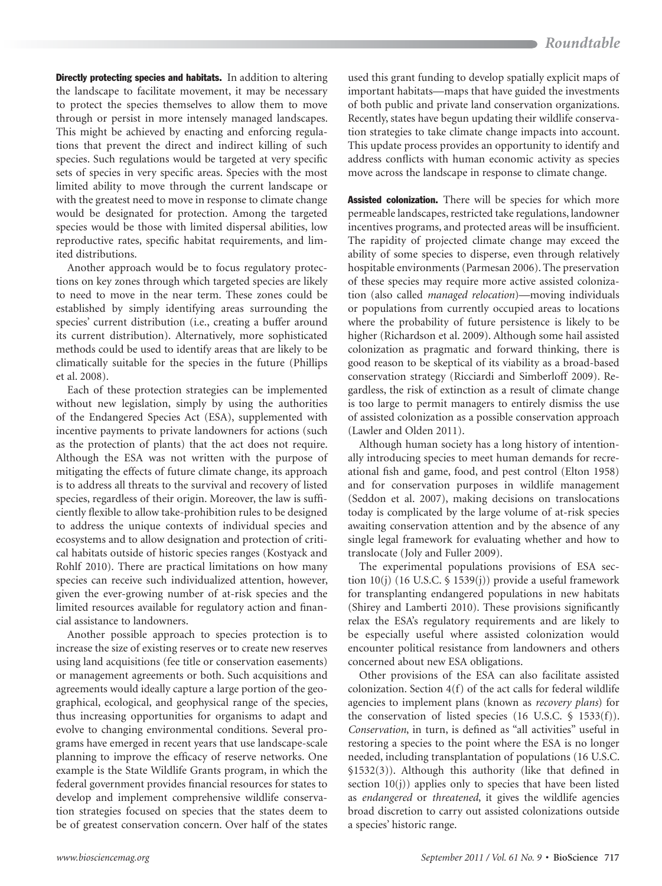**Directly protecting species and habitats.** In addition to altering the landscape to facilitate movement, it may be necessary to protect the species themselves to allow them to move through or persist in more intensely managed landscapes. This might be achieved by enacting and enforcing regulations that prevent the direct and indirect killing of such species. Such regulations would be targeted at very specific sets of species in very specific areas. Species with the most limited ability to move through the current landscape or with the greatest need to move in response to climate change would be designated for protection. Among the targeted species would be those with limited dispersal abilities, low reproductive rates, specific habitat requirements, and limited distributions.

Another approach would be to focus regulatory protections on key zones through which targeted species are likely to need to move in the near term. These zones could be established by simply identifying areas surrounding the species' current distribution (i.e., creating a buffer around its current distribution). Alternatively, more sophisticated methods could be used to identify areas that are likely to be climatically suitable for the species in the future (Phillips et al. 2008).

Each of these protection strategies can be implemented without new legislation, simply by using the authorities of the Endangered Species Act (ESA), supplemented with incentive payments to private landowners for actions (such as the protection of plants) that the act does not require. Although the ESA was not written with the purpose of mitigating the effects of future climate change, its approach is to address all threats to the survival and recovery of listed species, regardless of their origin. Moreover, the law is sufficiently flexible to allow take-prohibition rules to be designed to address the unique contexts of individual species and ecosystems and to allow designation and protection of critical habitats outside of historic species ranges (Kostyack and Rohlf 2010). There are practical limitations on how many species can receive such individualized attention, however, given the ever-growing number of at-risk species and the limited resources available for regulatory action and financial assistance to landowners.

Another possible approach to species protection is to increase the size of existing reserves or to create new reserves using land acquisitions (fee title or conservation easements) or management agreements or both. Such acquisitions and agreements would ideally capture a large portion of the geographical, ecological, and geophysical range of the species, thus increasing opportunities for organisms to adapt and evolve to changing environmental conditions. Several programs have emerged in recent years that use landscape-scale planning to improve the efficacy of reserve networks. One example is the State Wildlife Grants program, in which the federal government provides financial resources for states to develop and implement comprehensive wildlife conservation strategies focused on species that the states deem to be of greatest conservation concern. Over half of the states used this grant funding to develop spatially explicit maps of important habitats—maps that have guided the investments of both public and private land conservation organizations. Recently, states have begun updating their wildlife conservation strategies to take climate change impacts into account. This update process provides an opportunity to identify and address conflicts with human economic activity as species move across the landscape in response to climate change.

**Assisted colonization.** There will be species for which more permeable landscapes, restricted take regulations, landowner incentives programs, and protected areas will be insufficient. The rapidity of projected climate change may exceed the ability of some species to disperse, even through relatively hospitable environments (Parmesan 2006). The preservation of these species may require more active assisted colonization (also called *managed relocation*)—moving individuals or populations from currently occupied areas to locations where the probability of future persistence is likely to be higher (Richardson et al. 2009). Although some hail assisted colonization as pragmatic and forward thinking, there is good reason to be skeptical of its viability as a broad-based conservation strategy (Ricciardi and Simberloff 2009). Regardless, the risk of extinction as a result of climate change is too large to permit managers to entirely dismiss the use of assisted colonization as a possible conservation approach (Lawler and Olden 2011).

Although human society has a long history of intentionally introducing species to meet human demands for recreational fish and game, food, and pest control (Elton 1958) and for conservation purposes in wildlife management (Seddon et al. 2007), making decisions on translocations today is complicated by the large volume of at-risk species awaiting conservation attention and by the absence of any single legal framework for evaluating whether and how to translocate (Joly and Fuller 2009).

The experimental populations provisions of ESA section 10(j) (16 U.S.C. § 1539(j)) provide a useful framework for transplanting endangered populations in new habitats (Shirey and Lamberti 2010). These provisions significantly relax the ESA's regulatory requirements and are likely to be especially useful where assisted colonization would encounter political resistance from landowners and others concerned about new ESA obligations.

Other provisions of the ESA can also facilitate assisted colonization. Section 4(f) of the act calls for federal wildlife agencies to implement plans (known as *recovery plans*) for the conservation of listed species (16 U.S.C. § 1533(f)). *Conservation*, in turn, is defined as "all activities" useful in restoring a species to the point where the ESA is no longer needed, including transplantation of populations (16 U.S.C. §1532(3)). Although this authority (like that defined in section 10(j)) applies only to species that have been listed as *endangered* or *threatened*, it gives the wildlife agencies broad discretion to carry out assisted colonizations outside a species' historic range.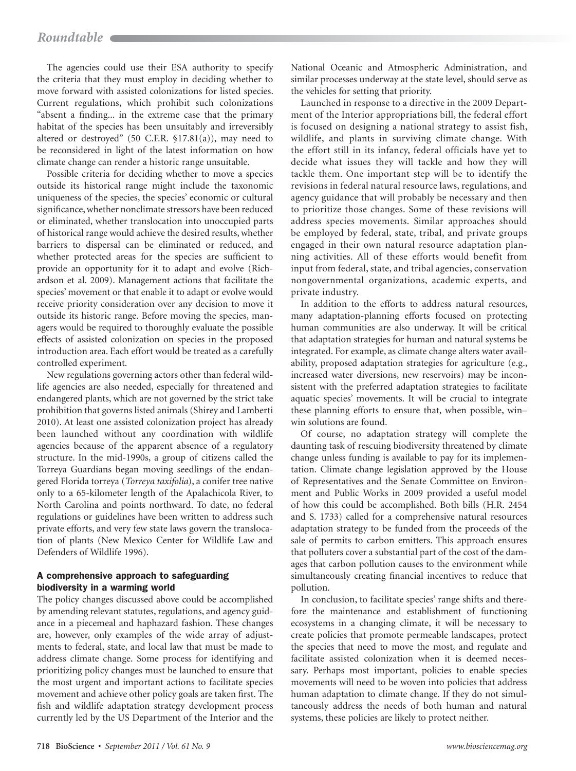The agencies could use their ESA authority to specify the criteria that they must employ in deciding whether to move forward with assisted colonizations for listed species. Current regulations, which prohibit such colonizations "absent a finding... in the extreme case that the primary habitat of the species has been unsuitably and irreversibly altered or destroyed" (50 C.F.R. §17.81(a)), may need to be reconsidered in light of the latest information on how climate change can render a historic range unsuitable.

Possible criteria for deciding whether to move a species outside its historical range might include the taxonomic uniqueness of the species, the species' economic or cultural significance, whether nonclimate stressors have been reduced or eliminated, whether translocation into unoccupied parts of historical range would achieve the desired results, whether barriers to dispersal can be eliminated or reduced, and whether protected areas for the species are sufficient to provide an opportunity for it to adapt and evolve (Richardson et al. 2009). Management actions that facilitate the species' movement or that enable it to adapt or evolve would receive priority consideration over any decision to move it outside its historic range. Before moving the species, managers would be required to thoroughly evaluate the possible effects of assisted colonization on species in the proposed introduction area. Each effort would be treated as a carefully controlled experiment.

New regulations governing actors other than federal wildlife agencies are also needed, especially for threatened and endangered plants, which are not governed by the strict take prohibition that governs listed animals (Shirey and Lamberti 2010). At least one assisted colonization project has already been launched without any coordination with wildlife agencies because of the apparent absence of a regulatory structure. In the mid-1990s, a group of citizens called the Torreya Guardians began moving seedlings of the endangered Florida torreya (*Torreya taxifolia*), a conifer tree native only to a 65-kilometer length of the Apalachicola River, to North Carolina and points northward. To date, no federal regulations or guidelines have been written to address such private efforts, and very few state laws govern the translocation of plants (New Mexico Center for Wildlife Law and Defenders of Wildlife 1996).

## A comprehensive approach to safeguarding biodiversity in a warming world

The policy changes discussed above could be accomplished by amending relevant statutes, regulations, and agency guidance in a piecemeal and haphazard fashion. These changes are, however, only examples of the wide array of adjustments to federal, state, and local law that must be made to address climate change. Some process for identifying and prioritizing policy changes must be launched to ensure that the most urgent and important actions to facilitate species movement and achieve other policy goals are taken first. The fish and wildlife adaptation strategy development process currently led by the US Department of the Interior and the National Oceanic and Atmospheric Administration, and similar processes underway at the state level, should serve as the vehicles for setting that priority.

Launched in response to a directive in the 2009 Department of the Interior appropriations bill, the federal effort is focused on designing a national strategy to assist fish, wildlife, and plants in surviving climate change. With the effort still in its infancy, federal officials have yet to decide what issues they will tackle and how they will tackle them. One important step will be to identify the revisions in federal natural resource laws, regulations, and agency guidance that will probably be necessary and then to prioritize those changes. Some of these revisions will address species movements. Similar approaches should be employed by federal, state, tribal, and private groups engaged in their own natural resource adaptation planning activities. All of these efforts would benefit from input from federal, state, and tribal agencies, conservation nongovernmental organizations, academic experts, and private industry.

In addition to the efforts to address natural resources, many adaptation-planning efforts focused on protecting human communities are also underway. It will be critical that adaptation strategies for human and natural systems be integrated. For example, as climate change alters water availability, proposed adaptation strategies for agriculture (e.g., increased water diversions, new reservoirs) may be inconsistent with the preferred adaptation strategies to facilitate aquatic species' movements. It will be crucial to integrate these planning efforts to ensure that, when possible, win–win solutions are found.

Of course, no adaptation strategy will complete the daunting task of rescuing biodiversity threatened by climate change unless funding is available to pay for its implementation. Climate change legislation approved by the House of Representatives and the Senate Committee on Environment and Public Works in 2009 provided a useful model of how this could be accomplished. Both bills (H.R. 2454 and S. 1733) called for a comprehensive natural resources adaptation strategy to be funded from the proceeds of the sale of permits to carbon emitters. This approach ensures that polluters cover a substantial part of the cost of the damages that carbon pollution causes to the environment while simultaneously creating financial incentives to reduce that pollution.

In conclusion, to facilitate species' range shifts and therefore the maintenance and establishment of functioning ecosystems in a changing climate, it will be necessary to create policies that promote permeable landscapes, protect the species that need to move the most, and regulate and facilitate assisted colonization when it is deemed necessary. Perhaps most important, policies to enable species movements will need to be woven into policies that address human adaptation to climate change. If they do not simultaneously address the needs of both human and natural systems, these policies are likely to protect neither.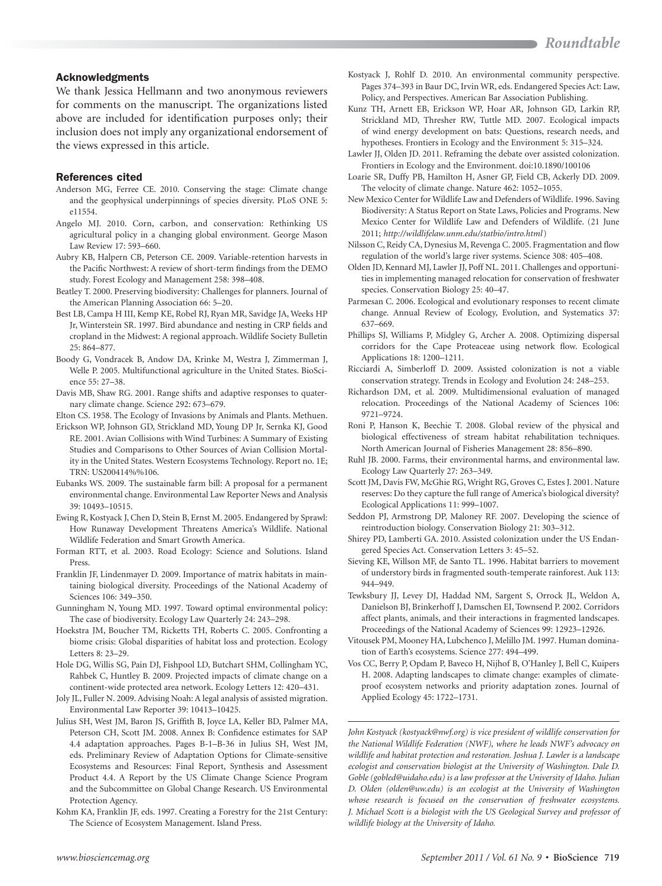## Acknowledgments

We thank Jessica Hellmann and two anonymous reviewers for comments on the manuscript. The organizations listed above are included for identification purposes only; their inclusion does not imply any organizational endorsement of the views expressed in this article.

## References cited

Anderson MG, Ferree CE. 2010. Conserving the stage: Climate change and the geophysical underpinnings of species diversity. PLoS ONE 5: e11554.

Angelo MJ. 2010. Corn, carbon, and conservation: Rethinking US agricultural policy in a changing global environment. George Mason Law Review 17: 593–660.

Aubry KB, Halpern CB, Peterson CE. 2009. Variable-retention harvests in the Pacific Northwest: A review of short-term findings from the DEMO study. Forest Ecology and Management 258: 398–408.

Beatley T. 2000. Preserving biodiversity: Challenges for planners. Journal of the American Planning Association 66: 5–20.

Best LB, Campa H III, Kemp KE, Robel RJ, Ryan MR, Savidge JA, Weeks HP Jr, Winterstein SR. 1997. Bird abundance and nesting in CRP fields and cropland in the Midwest: A regional approach. Wildlife Society Bulletin 25: 864–877.

Boody G, Vondracek B, Andow DA, Krinke M, Westra J, Zimmerman J, Welle P. 2005. Multifunctional agriculture in the United States. BioScience 55: 27–38.

Davis MB, Shaw RG. 2001. Range shifts and adaptive responses to quaternary climate change. Science 292: 673–679.

Elton CS. 1958. The Ecology of Invasions by Animals and Plants. Methuen.

Erickson WP, Johnson GD, Strickland MD, Young DP Jr, Sernka KJ, Good RE. 2001. Avian Collisions with Wind Turbines: A Summary of Existing Studies and Comparisons to Other Sources of Avian Collision Mortality in the United States. Western Ecosystems Technology. Report no. 1E; TRN: US200414%%106.

Eubanks WS. 2009. The sustainable farm bill: A proposal for a permanent environmental change. Environmental Law Reporter News and Analysis 39: 10493–10515.

Ewing R, Kostyack J, Chen D, Stein B, Ernst M. 2005. Endangered by Sprawl: How Runaway Development Threatens America's Wildlife. National Wildlife Federation and Smart Growth America.

Forman RTT, et al. 2003. Road Ecology: Science and Solutions. Island Press.

Franklin JF, Lindenmayer D. 2009. Importance of matrix habitats in maintaining biological diversity. Proceedings of the National Academy of Sciences 106: 349–350.

Gunningham N, Young MD. 1997. Toward optimal environmental policy: The case of biodiversity. Ecology Law Quarterly 24: 243–298.

Hoekstra JM, Boucher TM, Ricketts TH, Roberts C. 2005. Confronting a biome crisis: Global disparities of habitat loss and protection. Ecology Letters 8: 23–29.

Hole DG, Willis SG, Pain DJ, Fishpool LD, Butchart SHM, Collingham YC, Rahbek C, Huntley B. 2009. Projected impacts of climate change on a continent-wide protected area network. Ecology Letters 12: 420–431.

Joly JL, Fuller N. 2009. Advising Noah: A legal analysis of assisted migration. Environmental Law Reporter 39: 10413–10425.

Julius SH, West JM, Baron JS, Griffith B, Joyce LA, Keller BD, Palmer MA, Peterson CH, Scott JM. 2008. Annex B: Confidence estimates for SAP 4.4 adaptation approaches. Pages B-1–B-36 in Julius SH, West JM, eds. Preliminary Review of Adaptation Options for Climate-sensitive Ecosystems and Resources: Final Report, Synthesis and Assessment Product 4.4. A Report by the US Climate Change Science Program and the Subcommittee on Global Change Research. US Environmental Protection Agency.

Kohm KA, Franklin JF, eds. 1997. Creating a Forestry for the 21st Century: The Science of Ecosystem Management. Island Press.

Kostyack J, Rohlf D. 2010. An environmental community perspective. Pages 374–393 in Baur DC, Irvin WR, eds. Endangered Species Act: Law, Policy, and Perspectives. American Bar Association Publishing.

Kunz TH, Arnett EB, Erickson WP, Hoar AR, Johnson GD, Larkin RP, Strickland MD, Thresher RW, Tuttle MD. 2007. Ecological impacts of wind energy development on bats: Questions, research needs, and hypotheses. Frontiers in Ecology and the Environment 5: 315–324.

Lawler JJ, Olden JD. 2011. Reframing the debate over assisted colonization. Frontiers in Ecology and the Environment. doi:10.1890/100106

Loarie SR, Duffy PB, Hamilton H, Asner GP, Field CB, Ackerly DD. 2009. The velocity of climate change. Nature 462: 1052–1055.

New Mexico Center for Wildlife Law and Defenders of Wildlife. 1996. Saving Biodiversity: A Status Report on State Laws, Policies and Programs. New Mexico Center for Wildlife Law and Defenders of Wildlife. (21 June 2011; *http://wildlifelaw.unm.edu/statbio/intro.html*)

Nilsson C, Reidy CA, Dynesius M, Revenga C. 2005. Fragmentation and flow regulation of the world's large river systems. Science 308: 405–408.

Olden JD, Kennard MJ, Lawler JJ, Poff NL. 2011. Challenges and opportunities in implementing managed relocation for conservation of freshwater species. Conservation Biology 25: 40–47.

Parmesan C. 2006. Ecological and evolutionary responses to recent climate change. Annual Review of Ecology, Evolution, and Systematics 37: 637–669.

Phillips SJ, Williams P, Midgley G, Archer A. 2008. Optimizing dispersal corridors for the Cape Proteaceae using network flow. Ecological Applications 18: 1200–1211.

Ricciardi A, Simberloff D. 2009. Assisted colonization is not a viable conservation strategy. Trends in Ecology and Evolution 24: 248–253.

Richardson DM, et al. 2009. Multidimensional evaluation of managed relocation. Proceedings of the National Academy of Sciences 106: 9721–9724.

Roni P, Hanson K, Beechie T. 2008. Global review of the physical and biological effectiveness of stream habitat rehabilitation techniques. North American Journal of Fisheries Management 28: 856–890.

Ruhl JB. 2000. Farms, their environmental harms, and environmental law. Ecology Law Quarterly 27: 263–349.

Scott JM, Davis FW, McGhie RG, Wright RG, Groves C, Estes J. 2001. Nature reserves: Do they capture the full range of America's biological diversity? Ecological Applications 11: 999–1007.

Seddon PJ, Armstrong DP, Maloney RF. 2007. Developing the science of reintroduction biology. Conservation Biology 21: 303–312.

Shirey PD, Lamberti GA. 2010. Assisted colonization under the US Endangered Species Act. Conservation Letters 3: 45–52.

Sieving KE, Willson MF, de Santo TL. 1996. Habitat barriers to movement of understory birds in fragmented south-temperate rainforest. Auk 113: 944–949.

Tewksbury JJ, Levey DJ, Haddad NM, Sargent S, Orrock JL, Weldon A, Danielson BJ, Brinkerhoff J, Damschen EI, Townsend P. 2002. Corridors affect plants, animals, and their interactions in fragmented landscapes. Proceedings of the National Academy of Sciences 99: 12923–12926.

Vitousek PM, Mooney HA, Lubchenco J, Melillo JM. 1997. Human domination of Earth's ecosystems. Science 277: 494–499.

Vos CC, Berry P, Opdam P, Baveco H, Nijhof B, O'Hanley J, Bell C, Kuipers H. 2008. Adapting landscapes to climate change: examples of climate-proof ecosystem networks and priority adaptation zones. Journal of Applied Ecology 45: 1722–1731.

---

*John Kostyack (kostyack@nwf.org) is vice president of wildlife conservation for the National Wildlife Federation (NWF), where he leads NWF's advocacy on wildlife and habitat protection and restoration. Joshua J. Lawler is a landscape ecologist and conservation biologist at the University of Washington. Dale D. Goble (gobled@uidaho.edu) is a law professor at the University of Idaho. Julian D. Olden (olden@uw.edu) is an ecologist at the University of Washington whose research is focused on the conservation of freshwater ecosystems. J. Michael Scott is a biologist with the US Geological Survey and professor of wildlife biology at the University of Idaho.*